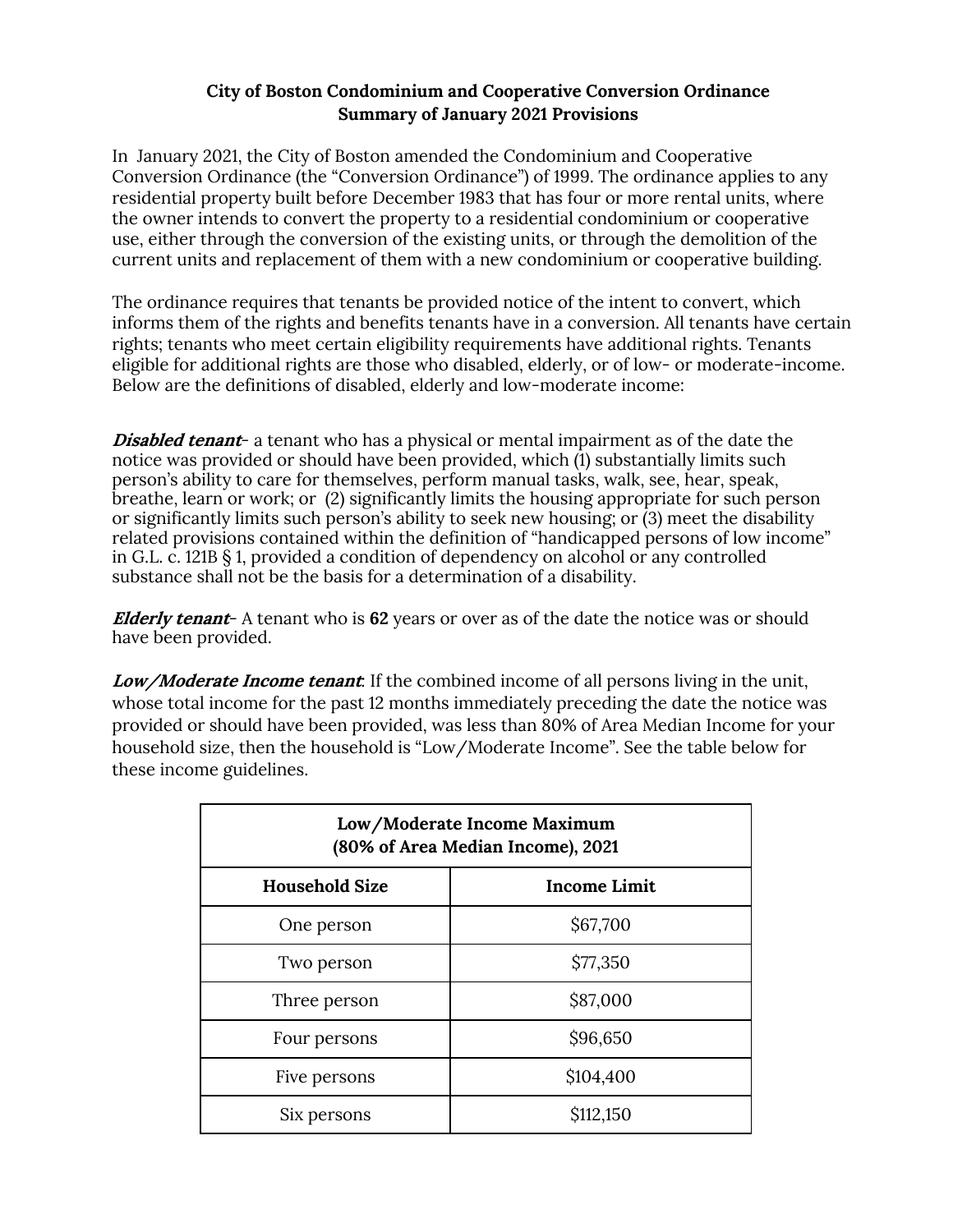**City of Boston Condominium and Cooperative Conversion Ordinance**
**Summary of January 2021 Provisions**

In January 2021, the City of Boston amended the Condominium and Cooperative Conversion Ordinance (the "Conversion Ordinance") of 1999. The ordinance applies to any residential property built before December 1983 that has four or more rental units, where the owner intends to convert the property to a residential condominium or cooperative use, either through the conversion of the existing units, or through the demolition of the current units and replacement of them with a new condominium or cooperative building.

The ordinance requires that tenants be provided notice of the intent to convert, which informs them of the rights and benefits tenants have in a conversion. All tenants have certain rights; tenants who meet certain eligibility requirements have additional rights. Tenants eligible for additional rights are those who disabled, elderly, or of low- or moderate-income. Below are the definitions of disabled, elderly and low-moderate income:

***Disabled tenant***- a tenant who has a physical or mental impairment as of the date the notice was provided or should have been provided, which (1) substantially limits such person's ability to care for themselves, perform manual tasks, walk, see, hear, speak, breathe, learn or work; or (2) significantly limits the housing appropriate for such person or significantly limits such person's ability to seek new housing; or (3) meet the disability related provisions contained within the definition of "handicapped persons of low income" in G.L. c. 121B § 1, provided a condition of dependency on alcohol or any controlled substance shall not be the basis for a determination of a disability.

***Elderly tenant***- A tenant who is **62** years or over as of the date the notice was or should have been provided.

***Low/Moderate Income tenant***: If the combined income of all persons living in the unit, whose total income for the past 12 months immediately preceding the date the notice was provided or should have been provided, was less than 80% of Area Median Income for your household size, then the household is "Low/Moderate Income". See the table below for these income guidelines.

| **Low/Moderate Income Maximum (80% of Area Median Income), 2021** | |
|---|---|
| **Household Size** | **Income Limit** |
| One person | $67,700 |
| Two person | $77,350 |
| Three person | $87,000 |
| Four persons | $96,650 |
| Five persons | $104,400 |
| Six persons | $112,150 |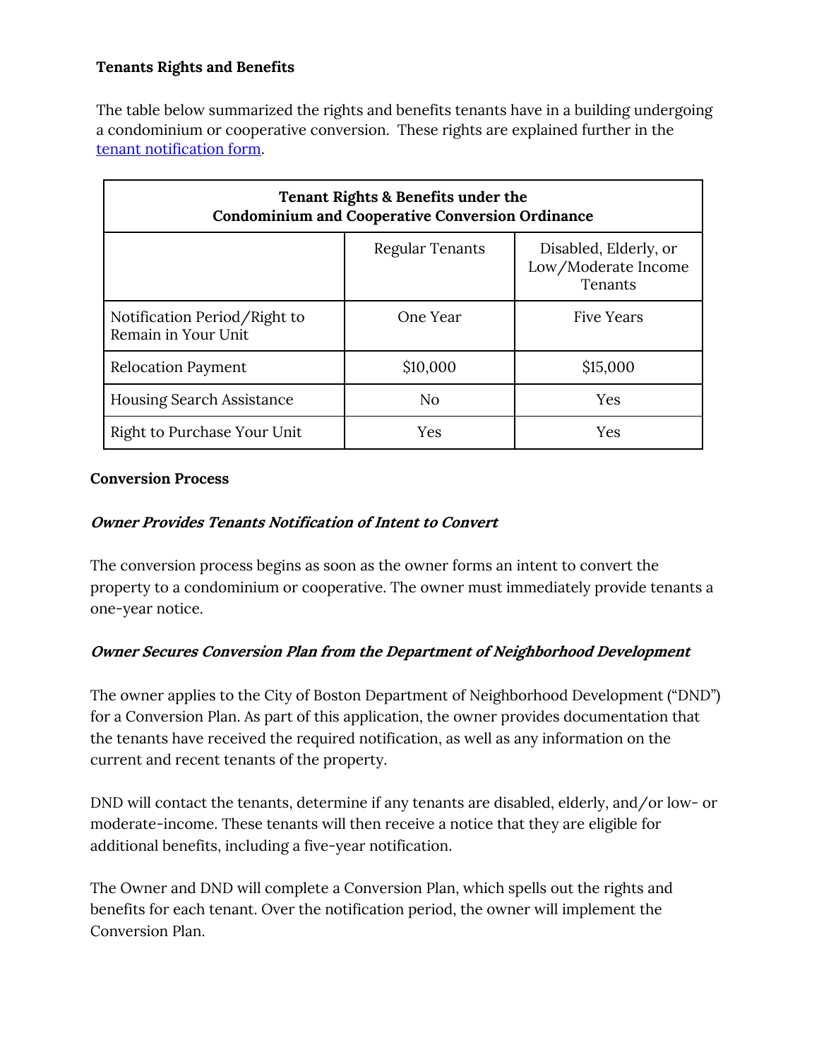**Tenants Rights and Benefits**

The table below summarized the rights and benefits tenants have in a building undergoing a condominium or cooperative conversion. These rights are explained further in the tenant notification form.

| **Tenant Rights & Benefits under the Condominium and Cooperative Conversion Ordinance** | | |
|---|---|---|
| | Regular Tenants | Disabled, Elderly, or Low/Moderate Income Tenants |
| Notification Period/Right to Remain in Your Unit | One Year | Five Years |
| Relocation Payment | $10,000 | $15,000 |
| Housing Search Assistance | No | Yes |
| Right to Purchase Your Unit | Yes | Yes |

**Conversion Process**

***Owner Provides Tenants Notification of Intent to Convert***

The conversion process begins as soon as the owner forms an intent to convert the property to a condominium or cooperative. The owner must immediately provide tenants a one-year notice.

***Owner Secures Conversion Plan from the Department of Neighborhood Development***

The owner applies to the City of Boston Department of Neighborhood Development ("DND") for a Conversion Plan. As part of this application, the owner provides documentation that the tenants have received the required notification, as well as any information on the current and recent tenants of the property.

DND will contact the tenants, determine if any tenants are disabled, elderly, and/or low- or moderate-income. These tenants will then receive a notice that they are eligible for additional benefits, including a five-year notification.

The Owner and DND will complete a Conversion Plan, which spells out the rights and benefits for each tenant. Over the notification period, the owner will implement the Conversion Plan.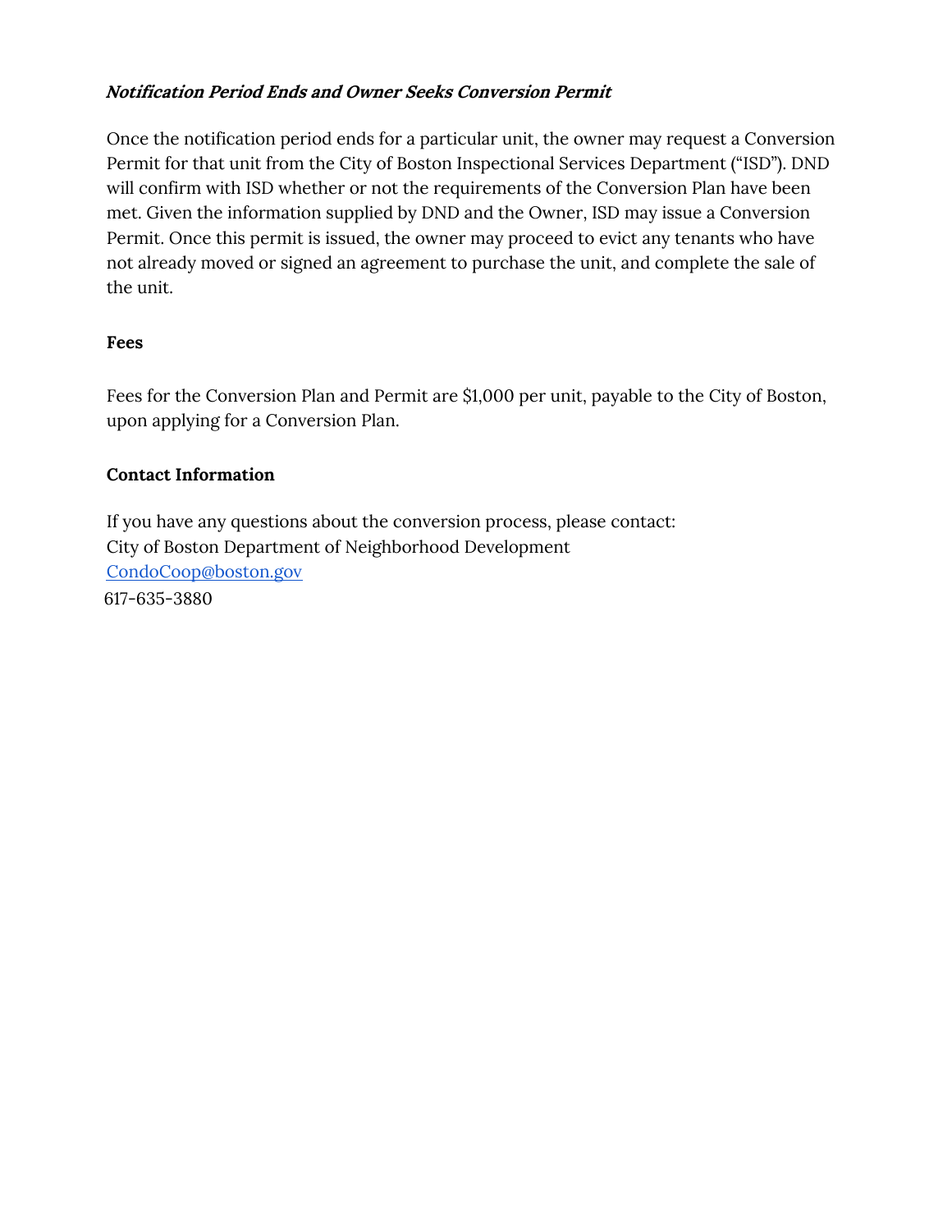### ***Notification Period Ends and Owner Seeks Conversion Permit***

Once the notification period ends for a particular unit, the owner may request a Conversion Permit for that unit from the City of Boston Inspectional Services Department ("ISD"). DND will confirm with ISD whether or not the requirements of the Conversion Plan have been met. Given the information supplied by DND and the Owner, ISD may issue a Conversion Permit. Once this permit is issued, the owner may proceed to evict any tenants who have not already moved or signed an agreement to purchase the unit, and complete the sale of the unit.

**Fees**

Fees for the Conversion Plan and Permit are $1,000 per unit, payable to the City of Boston, upon applying for a Conversion Plan.

**Contact Information**

If you have any questions about the conversion process, please contact:
City of Boston Department of Neighborhood Development
CondoCoop@boston.gov
617-635-3880